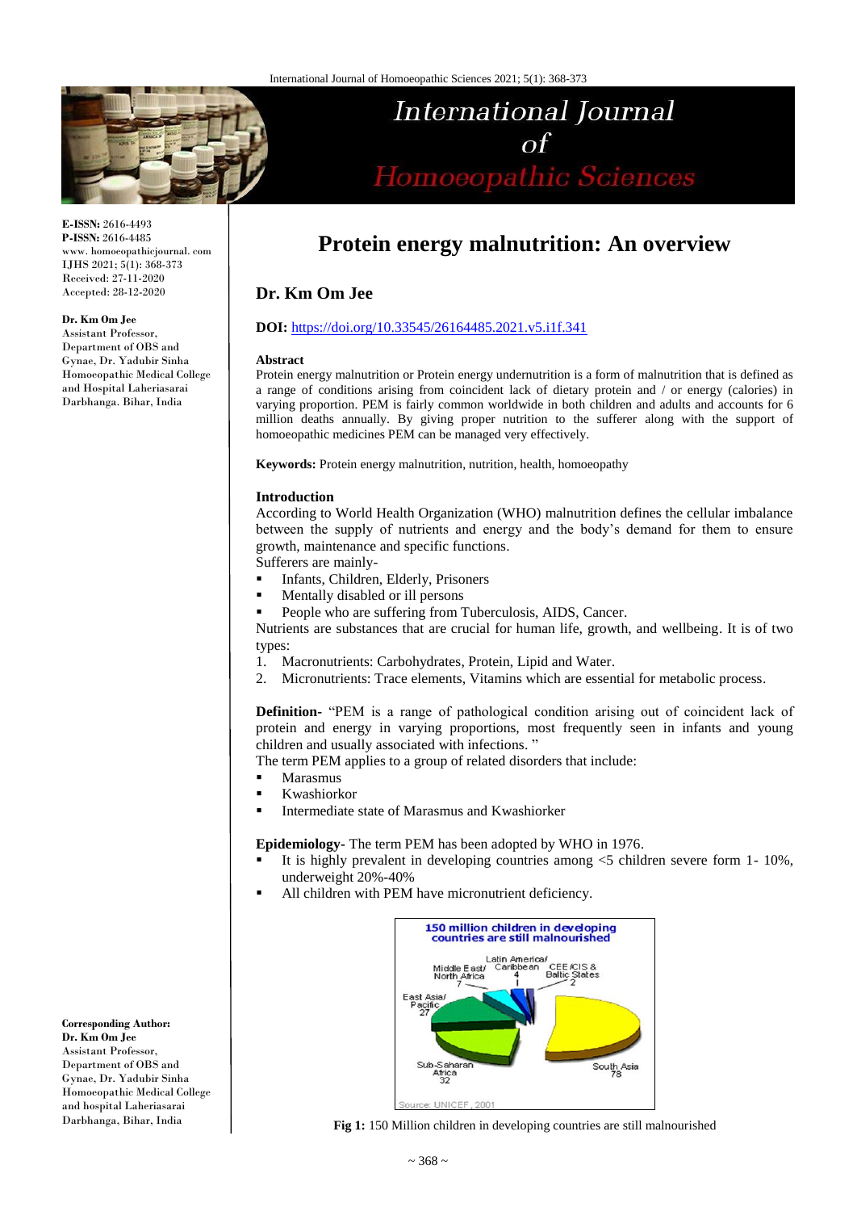# Protein energy malnutrition: An overview

**Dr. Km Om Jee**

**E-ISSN:** 2616-4493
**P-ISSN:** 2616-4485
www. homoeopathicjournal. com
IJHS 2021; 5(1): 368-373
Received: 27-11-2020
Accepted: 28-12-2020

**Dr. Km Om Jee**
Assistant Professor, Department of OBS and Gynae, Dr. Yadubir Sinha Homoeopathic Medical College and Hospital Laheriasarai Darbhanga. Bihar, India

**Corresponding Author:**
**Dr. Km Om Jee**
Assistant Professor, Department of OBS and Gynae, Dr. Yadubir Sinha Homoeopathic Medical College and hospital Laheriasarai Darbhanga, Bihar, India

**DOI:** https://doi.org/10.33545/26164485.2021.v5.i1f.341

## Abstract

Protein energy malnutrition or Protein energy undernutrition is a form of malnutrition that is defined as a range of conditions arising from coincident lack of dietary protein and / or energy (calories) in varying proportion. PEM is fairly common worldwide in both children and adults and accounts for 6 million deaths annually. By giving proper nutrition to the sufferer along with the support of homoeopathic medicines PEM can be managed very effectively.

**Keywords:** Protein energy malnutrition, nutrition, health, homoeopathy

## Introduction

According to World Health Organization (WHO) malnutrition defines the cellular imbalance between the supply of nutrients and energy and the body's demand for them to ensure growth, maintenance and specific functions.

Sufferers are mainly-

- Infants, Children, Elderly, Prisoners
- Mentally disabled or ill persons
- People who are suffering from Tuberculosis, AIDS, Cancer.

Nutrients are substances that are crucial for human life, growth, and wellbeing. It is of two types:

1. Macronutrients: Carbohydrates, Protein, Lipid and Water.
2. Micronutrients: Trace elements, Vitamins which are essential for metabolic process.

**Definition-** "PEM is a range of pathological condition arising out of coincident lack of protein and energy in varying proportions, most frequently seen in infants and young children and usually associated with infections. "

The term PEM applies to a group of related disorders that include:

- Marasmus
- Kwashiorkor
- Intermediate state of Marasmus and Kwashiorker

**Epidemiology-** The term PEM has been adopted by WHO in 1976.

- It is highly prevalent in developing countries among <5 children severe form 1- 10%, underweight 20%-40%
- All children with PEM have micronutrient deficiency.

**Fig 1:** 150 Million children in developing countries are still malnourished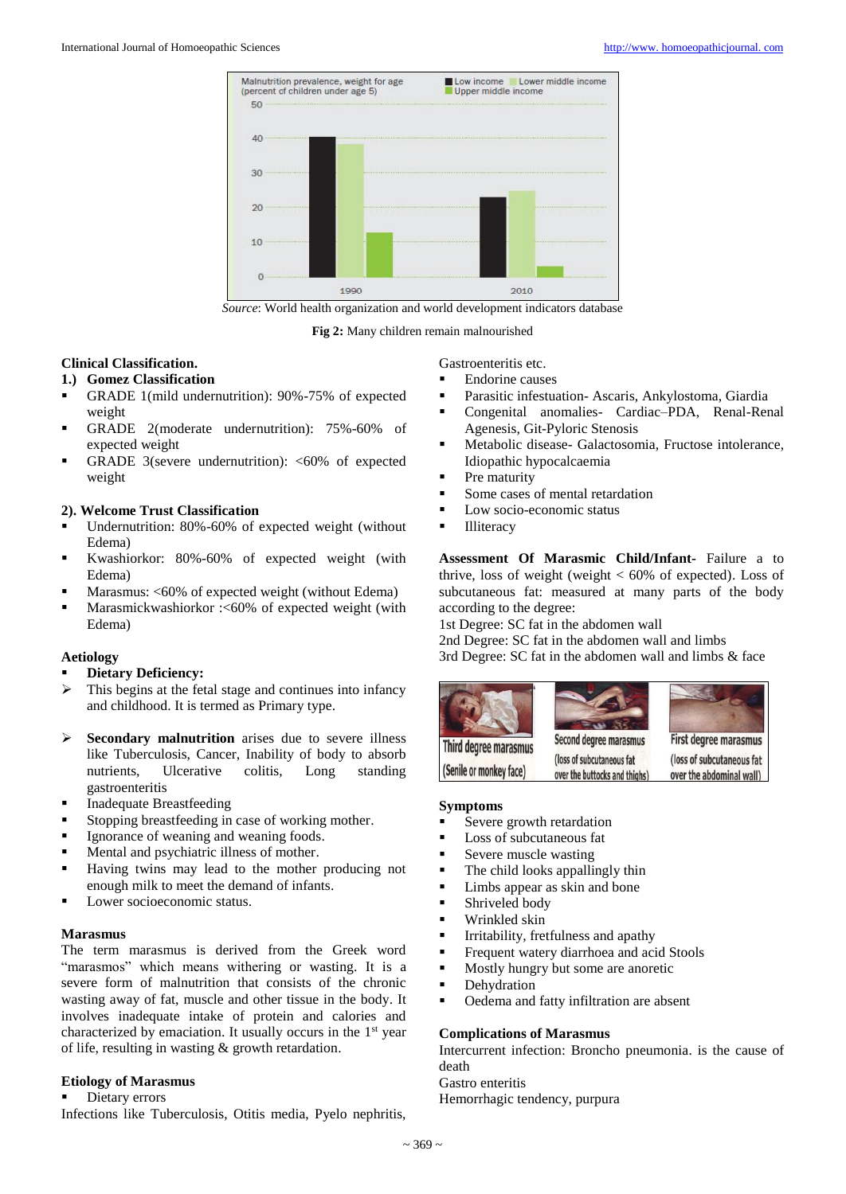Source: World health organization and world development indicators database

**Fig 2:** Many children remain malnourished

**Clinical Classification.**

**1.) Gomez Classification**

- GRADE 1(mild undernutrition): 90%-75% of expected weight
- GRADE 2(moderate undernutrition): 75%-60% of expected weight
- GRADE 3(severe undernutrition): <60% of expected weight

**2). Welcome Trust Classification**

- Undernutrition: 80%-60% of expected weight (without Edema)
- Kwashiorkor: 80%-60% of expected weight (with Edema)
- Marasmus: <60% of expected weight (without Edema)
- Marasmickwashiorkor :<60% of expected weight (with Edema)

**Aetiology**

- **Dietary Deficiency:**
  - This begins at the fetal stage and continues into infancy and childhood. It is termed as Primary type.
  - **Secondary malnutrition** arises due to severe illness like Tuberculosis, Cancer, Inability of body to absorb nutrients, Ulcerative colitis, Long standing gastroenteritis
- Inadequate Breastfeeding
- Stopping breastfeeding in case of working mother.
- Ignorance of weaning and weaning foods.
- Mental and psychiatric illness of mother.
- Having twins may lead to the mother producing not enough milk to meet the demand of infants.
- Lower socioeconomic status.

**Marasmus**

The term marasmus is derived from the Greek word "marasmos" which means withering or wasting. It is a severe form of malnutrition that consists of the chronic wasting away of fat, muscle and other tissue in the body. It involves inadequate intake of protein and calories and characterized by emaciation. It usually occurs in the 1st year of life, resulting in wasting & growth retardation.

**Etiology of Marasmus**

- Dietary errors

Infections like Tuberculosis, Otitis media, Pyelo nephritis, Gastroenteritis etc.

- Endorine causes
- Parasitic infestation- Ascaris, Ankylostoma, Giardia
- Congenital anomalies- Cardiac–PDA, Renal-Renal Agenesis, Git-Pyloric Stenosis
- Metabolic disease- Galactosomia, Fructose intolerance, Idiopathic hypocalcaemia
- Pre maturity
- Some cases of mental retardation
- Low socio-economic status
- Illiteracy

**Assessment Of Marasmic Child/Infant-** Failure a to thrive, loss of weight (weight < 60% of expected). Loss of subcutaneous fat: measured at many parts of the body according to the degree:

1st Degree: SC fat in the abdomen wall

2nd Degree: SC fat in the abdomen wall and limbs

3rd Degree: SC fat in the abdomen wall and limbs & face

Third degree marasmus (Senile or monkey face) | Second degree marasmus (loss of subcutaneous fat over the buttocks and thighs) | First degree marasmus (loss of subcutaneous fat over the abdominal wall)

**Symptoms**

- Severe growth retardation
- Loss of subcutaneous fat
- Severe muscle wasting
- The child looks appallingly thin
- Limbs appear as skin and bone
- Shriveled body
- Wrinkled skin
- Irritability, fretfulness and apathy
- Frequent watery diarrhoea and acid Stools
- Mostly hungry but some are anoretic
- Dehydration
- Oedema and fatty infiltration are absent

**Complications of Marasmus**

Intercurrent infection: Broncho pneumonia. is the cause of death

Gastro enteritis

Hemorrhagic tendency, purpura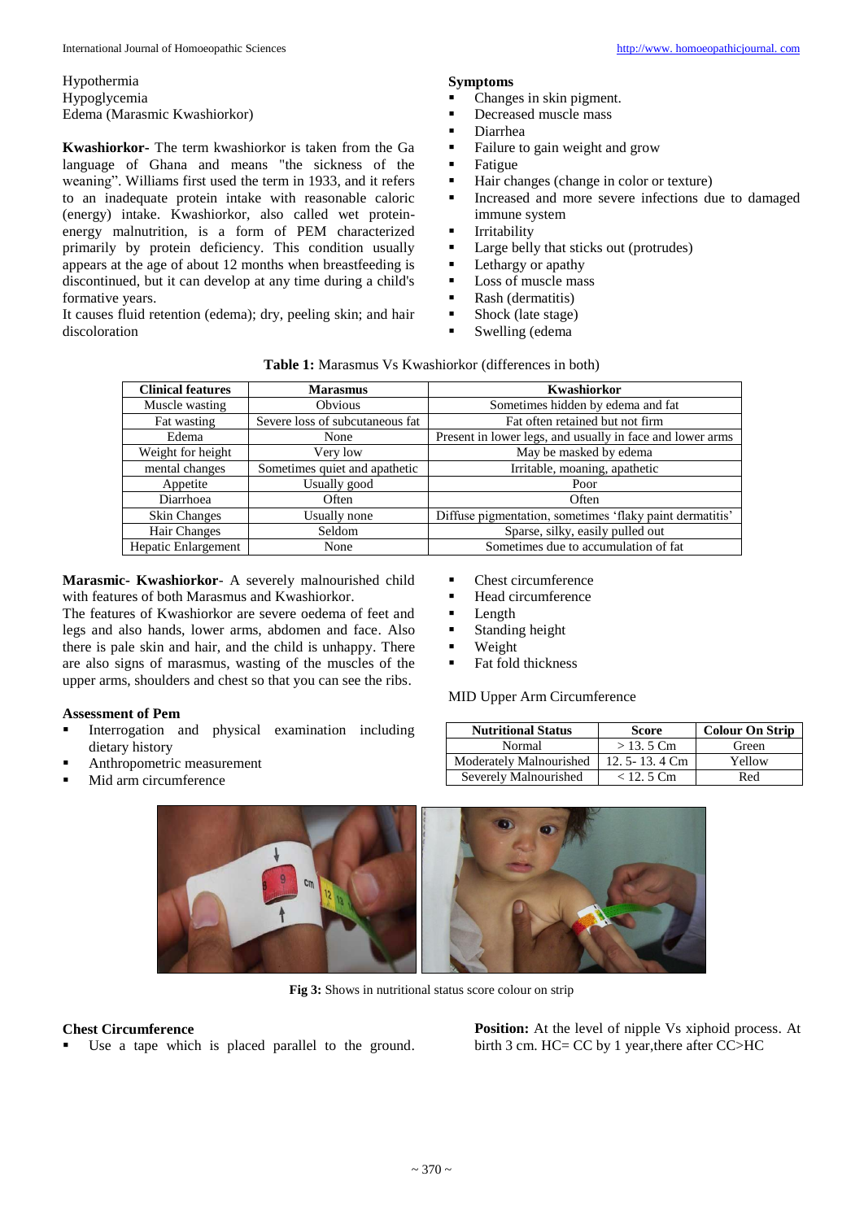Hypothermia
Hypoglycemia
Edema (Marasmic Kwashiorkor)

**Kwashiorkor-** The term kwashiorkor is taken from the Ga language of Ghana and means "the sickness of the weaning". Williams first used the term in 1933, and it refers to an inadequate protein intake with reasonable caloric (energy) intake. Kwashiorkor, also called wet protein-energy malnutrition, is a form of PEM characterized primarily by protein deficiency. This condition usually appears at the age of about 12 months when breastfeeding is discontinued, but it can develop at any time during a child's formative years.
It causes fluid retention (edema); dry, peeling skin; and hair discoloration

**Symptoms**

- Changes in skin pigment.
- Decreased muscle mass
- Diarrhea
- Failure to gain weight and grow
- Fatigue
- Hair changes (change in color or texture)
- Increased and more severe infections due to damaged immune system
- Irritability
- Large belly that sticks out (protrudes)
- Lethargy or apathy
- Loss of muscle mass
- Rash (dermatitis)
- Shock (late stage)
- Swelling (edema

**Table 1:** Marasmus Vs Kwashiorkor (differences in both)

| Clinical features | Marasmus | Kwashiorkor |
|---|---|---|
| Muscle wasting | Obvious | Sometimes hidden by edema and fat |
| Fat wasting | Severe loss of subcutaneous fat | Fat often retained but not firm |
| Edema | None | Present in lower legs, and usually in face and lower arms |
| Weight for height | Very low | May be masked by edema |
| mental changes | Sometimes quiet and apathetic | Irritable, moaning, apathetic |
| Appetite | Usually good | Poor |
| Diarrhoea | Often | Often |
| Skin Changes | Usually none | Diffuse pigmentation, sometimes 'flaky paint dermatitis' |
| Hair Changes | Seldom | Sparse, silky, easily pulled out |
| Hepatic Enlargement | None | Sometimes due to accumulation of fat |

**Marasmic- Kwashiorkor**- A severely malnourished child with features of both Marasmus and Kwashiorkor.
The features of Kwashiorkor are severe oedema of feet and legs and also hands, lower arms, abdomen and face. Also there is pale skin and hair, and the child is unhappy. There are also signs of marasmus, wasting of the muscles of the upper arms, shoulders and chest so that you can see the ribs.

**Assessment of Pem**

- Interrogation and physical examination including dietary history
- Anthropometric measurement
- Mid arm circumference
- Chest circumference
- Head circumference
- Length
- Standing height
- Weight
- Fat fold thickness

MID Upper Arm Circumference

| Nutritional Status | Score | Colour On Strip |
|---|---|---|
| Normal | > 13. 5 Cm | Green |
| Moderately Malnourished | 12. 5- 13. 4 Cm | Yellow |
| Severely Malnourished | < 12. 5 Cm | Red |

**Fig 3:** Shows in nutritional status score colour on strip

**Chest Circumference**

- Use a tape which is placed parallel to the ground.

**Position:** At the level of nipple Vs xiphoid process. At birth 3 cm. HC= CC by 1 year,there after CC>HC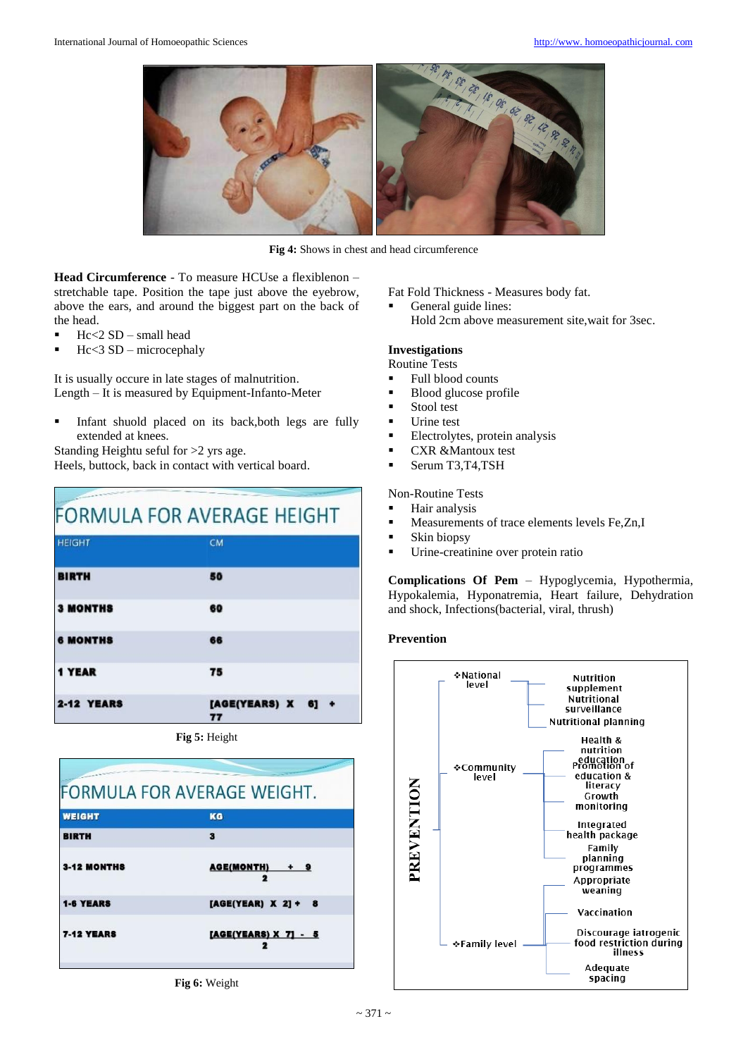Fig 4: Shows in chest and head circumference

**Head Circumference** - To measure HCUse a flexiblenon – stretchable tape. Position the tape just above the eyebrow, above the ears, and around the biggest part on the back of the head.

- Hc<2 SD – small head
- Hc<3 SD – microcephaly

It is usually occure in late stages of malnutrition.
Length – It is measured by Equipment-Infanto-Meter

- Infant shuold placed on its back,both legs are fully extended at knees.

Standing Heightu seful for >2 yrs age.
Heels, buttock, back in contact with vertical board.

**FORMULA FOR AVERAGE HEIGHT**

| HEIGHT | CM |
|---|---|
| BIRTH | 50 |
| 3 MONTHS | 60 |
| 6 MONTHS | 66 |
| 1 YEAR | 75 |
| 2-12 YEARS | [AGE(YEARS) X 6] + 77 |

**Fig 5:** Height

**FORMULA FOR AVERAGE WEIGHT.**

| WEIGHT | KG |
|---|---|
| BIRTH | 3 |
| 3-12 MONTHS | AGE(MONTH) + 9 / 2 |
| 1-6 YEARS | [AGE(YEAR) X 2] + 8 |
| 7-12 YEARS | [AGE(YEARS) X 7] - 5 / 2 |

**Fig 6:** Weight

Fat Fold Thickness - Measures body fat.

- General guide lines:
  Hold 2cm above measurement site,wait for 3sec.

**Investigations**

Routine Tests

- Full blood counts
- Blood glucose profile
- Stool test
- Urine test
- Electrolytes, protein analysis
- CXR &Mantoux test
- Serum T3,T4,TSH

Non-Routine Tests

- Hair analysis
- Measurements of trace elements levels Fe,Zn,I
- Skin biopsy
- Urine-creatinine over protein ratio

**Complications Of Pem** – Hypoglycemia, Hypothermia, Hypokalemia, Hyponatremia, Heart failure, Dehydration and shock, Infections(bacterial, viral, thrush)

**Prevention**

PREVENTION

- National level
  - Nutrition supplement
  - Nutritional surveillance
  - Nutritional planning
- Community level
  - Health & nutrition education
  - Promotion of education & literacy
  - Growth monitoring
  - Integrated health package
  - Family planning programmes
- Family level
  - Appropriate weaning
  - Vaccination
  - Discourage iatrogenic food restriction during illness
  - Adequate spacing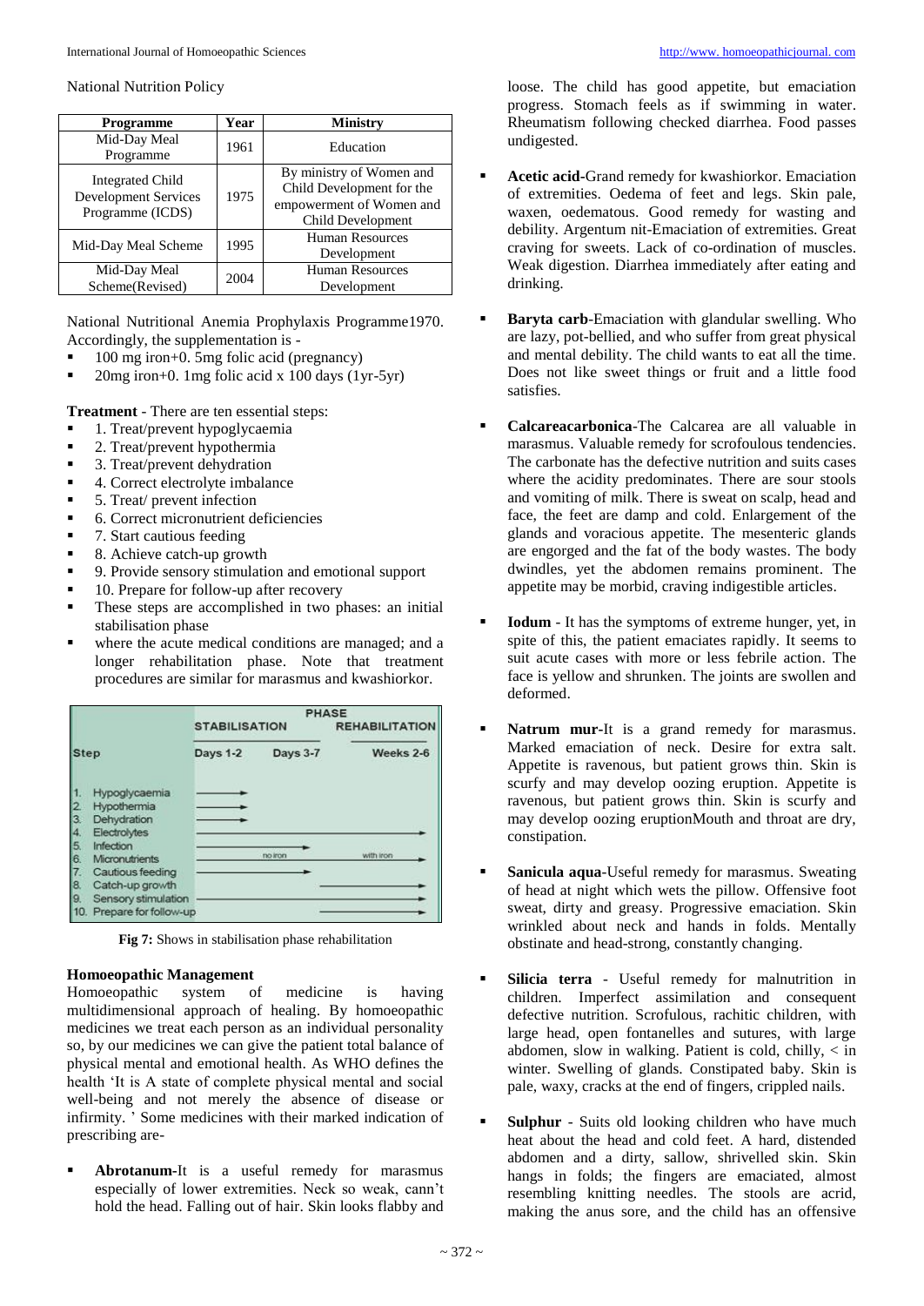National Nutrition Policy

| Programme | Year | Ministry |
|---|---|---|
| Mid-Day Meal Programme | 1961 | Education |
| Integrated Child Development Services Programme (ICDS) | 1975 | By ministry of Women and Child Development for the empowerment of Women and Child Development |
| Mid-Day Meal Scheme | 1995 | Human Resources Development |
| Mid-Day Meal Scheme(Revised) | 2004 | Human Resources Development |

National Nutritional Anemia Prophylaxis Programme1970. Accordingly, the supplementation is -

- 100 mg iron+0. 5mg folic acid (pregnancy)
- 20mg iron+0. 1mg folic acid x 100 days (1yr-5yr)

**Treatment** - There are ten essential steps:

- 1. Treat/prevent hypoglycaemia
- 2. Treat/prevent hypothermia
- 3. Treat/prevent dehydration
- 4. Correct electrolyte imbalance
- 5. Treat/ prevent infection
- 6. Correct micronutrient deficiencies
- 7. Start cautious feeding
- 8. Achieve catch-up growth
- 9. Provide sensory stimulation and emotional support
- 10. Prepare for follow-up after recovery
- These steps are accomplished in two phases: an initial stabilisation phase
- where the acute medical conditions are managed; and a longer rehabilitation phase. Note that treatment procedures are similar for marasmus and kwashiorkor.

| Step | STABILISATION Days 1-2 | STABILISATION Days 3-7 | REHABILITATION Weeks 2-6 |
|---|---|---|---|
| 1. Hypoglycaemia | → | | |
| 2. Hypothermia | → | | |
| 3. Dehydration | → | | |
| 4. Electrolytes | → | → | → |
| 5. Infection | → | → | |
| 6. Micronutrients | → | no iron | with iron → |
| 7. Cautious feeding | → | → | |
| 8. Catch-up growth | | | → |
| 9. Sensory stimulation | → | → | → |
| 10. Prepare for follow-up | | | → |

**Fig 7:** Shows in stabilisation phase rehabilitation

**Homoeopathic Management**

Homoeopathic system of medicine is having multidimensional approach of healing. By homoeopathic medicines we treat each person as an individual personality so, by our medicines we can give the patient total balance of physical mental and emotional health. As WHO defines the health 'It is A state of complete physical mental and social well-being and not merely the absence of disease or infirmity. ' Some medicines with their marked indication of prescribing are-

- **Abrotanum**-It is a useful remedy for marasmus especially of lower extremities. Neck so weak, cann't hold the head. Falling out of hair. Skin looks flabby and loose. The child has good appetite, but emaciation progress. Stomach feels as if swimming in water. Rheumatism following checked diarrhea. Food passes undigested.

- **Acetic acid**-Grand remedy for kwashiorkor. Emaciation of extremities. Oedema of feet and legs. Skin pale, waxen, oedematous. Good remedy for wasting and debility. Argentum nit-Emaciation of extremities. Great craving for sweets. Lack of co-ordination of muscles. Weak digestion. Diarrhea immediately after eating and drinking.

- **Baryta carb**-Emaciation with glandular swelling. Who are lazy, pot-bellied, and who suffer from great physical and mental debility. The child wants to eat all the time. Does not like sweet things or fruit and a little food satisfies.

- **Calcareacarbonica**-The Calcarea are all valuable in marasmus. Valuable remedy for scrofoulous tendencies. The carbonate has the defective nutrition and suits cases where the acidity predominates. There are sour stools and vomiting of milk. There is sweat on scalp, head and face, the feet are damp and cold. Enlargement of the glands and voracious appetite. The mesenteric glands are engorged and the fat of the body wastes. The body dwindles, yet the abdomen remains prominent. The appetite may be morbid, craving indigestible articles.

- **Iodum** - It has the symptoms of extreme hunger, yet, in spite of this, the patient emaciates rapidly. It seems to suit acute cases with more or less febrile action. The face is yellow and shrunken. The joints are swollen and deformed.

- **Natrum mur**-It is a grand remedy for marasmus. Marked emaciation of neck. Desire for extra salt. Appetite is ravenous, but patient grows thin. Skin is scurfy and may develop oozing eruption. Appetite is ravenous, but patient grows thin. Skin is scurfy and may develop oozing eruptionMouth and throat are dry, constipation.

- **Sanicula aqua**-Useful remedy for marasmus. Sweating of head at night which wets the pillow. Offensive foot sweat, dirty and greasy. Progressive emaciation. Skin wrinkled about neck and hands in folds. Mentally obstinate and head-strong, constantly changing.

- **Silicia terra** - Useful remedy for malnutrition in children. Imperfect assimilation and consequent defective nutrition. Scrofulous, rachitic children, with large head, open fontanelles and sutures, with large abdomen, slow in walking. Patient is cold, chilly, < in winter. Swelling of glands. Constipated baby. Skin is pale, waxy, cracks at the end of fingers, crippled nails.

- **Sulphur** - Suits old looking children who have much heat about the head and cold feet. A hard, distended abdomen and a dirty, sallow, shrivelled skin. Skin hangs in folds; the fingers are emaciated, almost resembling knitting needles. The stools are acrid, making the anus sore, and the child has an offensive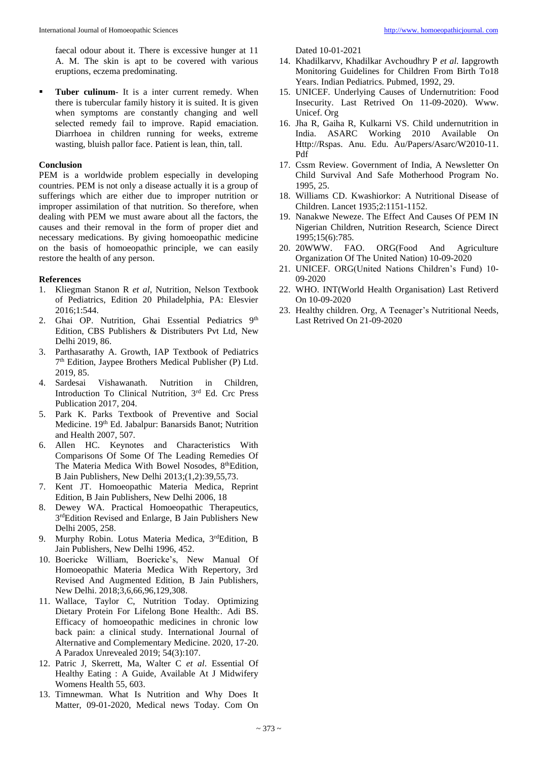faecal odour about it. There is excessive hunger at 11 A. M. The skin is apt to be covered with various eruptions, eczema predominating.

- **Tuber culinum**- It is a inter current remedy. When there is tubercular family history it is suited. It is given when symptoms are constantly changing and well selected remedy fail to improve. Rapid emaciation. Diarrhoea in children running for weeks, extreme wasting, bluish pallor face. Patient is lean, thin, tall.

### Conclusion

PEM is a worldwide problem especially in developing countries. PEM is not only a disease actually it is a group of sufferings which are either due to improper nutrition or improper assimilation of that nutrition. So therefore, when dealing with PEM we must aware about all the factors, the causes and their removal in the form of proper diet and necessary medications. By giving homoeopathic medicine on the basis of homoeopathic principle, we can easily restore the health of any person.

### References

1. Kliegman Stanon R *et al*, Nutrition, Nelson Textbook of Pediatrics, Edition 20 Philadelphia, PA: Elesvier 2016;1:544.
2. Ghai OP. Nutrition, Ghai Essential Pediatrics 9th Edition, CBS Publishers & Distributers Pvt Ltd, New Delhi 2019, 86.
3. Parthasarathy A. Growth, IAP Textbook of Pediatrics 7th Edition, Jaypee Brothers Medical Publisher (P) Ltd. 2019, 85.
4. Sardesai Vishawanath. Nutrition in Children, Introduction To Clinical Nutrition, 3rd Ed. Crc Press Publication 2017, 204.
5. Park K. Parks Textbook of Preventive and Social Medicine. 19th Ed. Jabalpur: Banarsids Banot; Nutrition and Health 2007, 507.
6. Allen HC. Keynotes and Characteristics With Comparisons Of Some Of The Leading Remedies Of The Materia Medica With Bowel Nosodes, 8thEdition, B Jain Publishers, New Delhi 2013;(1,2):39,55,73.
7. Kent JT. Homoeopathic Materia Medica, Reprint Edition, B Jain Publishers, New Delhi 2006, 18
8. Dewey WA. Practical Homoeopathic Therapeutics, 3rdEdition Revised and Enlarge, B Jain Publishers New Delhi 2005, 258.
9. Murphy Robin. Lotus Materia Medica, 3rdEdition, B Jain Publishers, New Delhi 1996, 452.
10. Boericke William, Boericke's, New Manual Of Homoeopathic Materia Medica With Repertory, 3rd Revised And Augmented Edition, B Jain Publishers, New Delhi. 2018;3,6,66,96,129,308.
11. Wallace, Taylor C, Nutrition Today. Optimizing Dietary Protein For Lifelong Bone Health:. Adi BS. Efficacy of homoeopathic medicines in chronic low back pain: a clinical study. International Journal of Alternative and Complementary Medicine. 2020, 17-20. A Paradox Unrevealed 2019; 54(3):107.
12. Patric J, Skerrett, Ma, Walter C *et al*. Essential Of Healthy Eating : A Guide, Available At J Midwifery Womens Health 55, 603.
13. Timnewman. What Is Nutrition and Why Does It Matter, 09-01-2020, Medical news Today. Com On Dated 10-01-2021
14. Khadilkarvv, Khadilkar Avchoudhry P *et al.* Iapgrowth Monitoring Guidelines for Children From Birth To18 Years. Indian Pediatrics. Pubmed, 1992, 29.
15. UNICEF. Underlying Causes of Undernutrition: Food Insecurity. Last Retrived On 11-09-2020). Www. Unicef. Org
16. Jha R, Gaiha R, Kulkarni VS. Child undernutrition in India. ASARC Working 2010 Available On Http://Rspas. Anu. Edu. Au/Papers/Asarc/W2010-11. Pdf
17. Cssm Review. Government of India, A Newsletter On Child Survival And Safe Motherhood Program No. 1995, 25.
18. Williams CD. Kwashiorkor: A Nutritional Disease of Children. Lancet 1935;2:1151-1152.
19. Nanakwe Neweze. The Effect And Causes Of PEM IN Nigerian Children, Nutrition Research, Science Direct 1995;15(6):785.
20. 20WWW. FAO. ORG(Food And Agriculture Organization Of The United Nation) 10-09-2020
21. UNICEF. ORG(United Nations Children's Fund) 10-09-2020
22. WHO. INT(World Health Organisation) Last Retiverd On 10-09-2020
23. Healthy children. Org, A Teenager's Nutritional Needs, Last Retrived On 21-09-2020